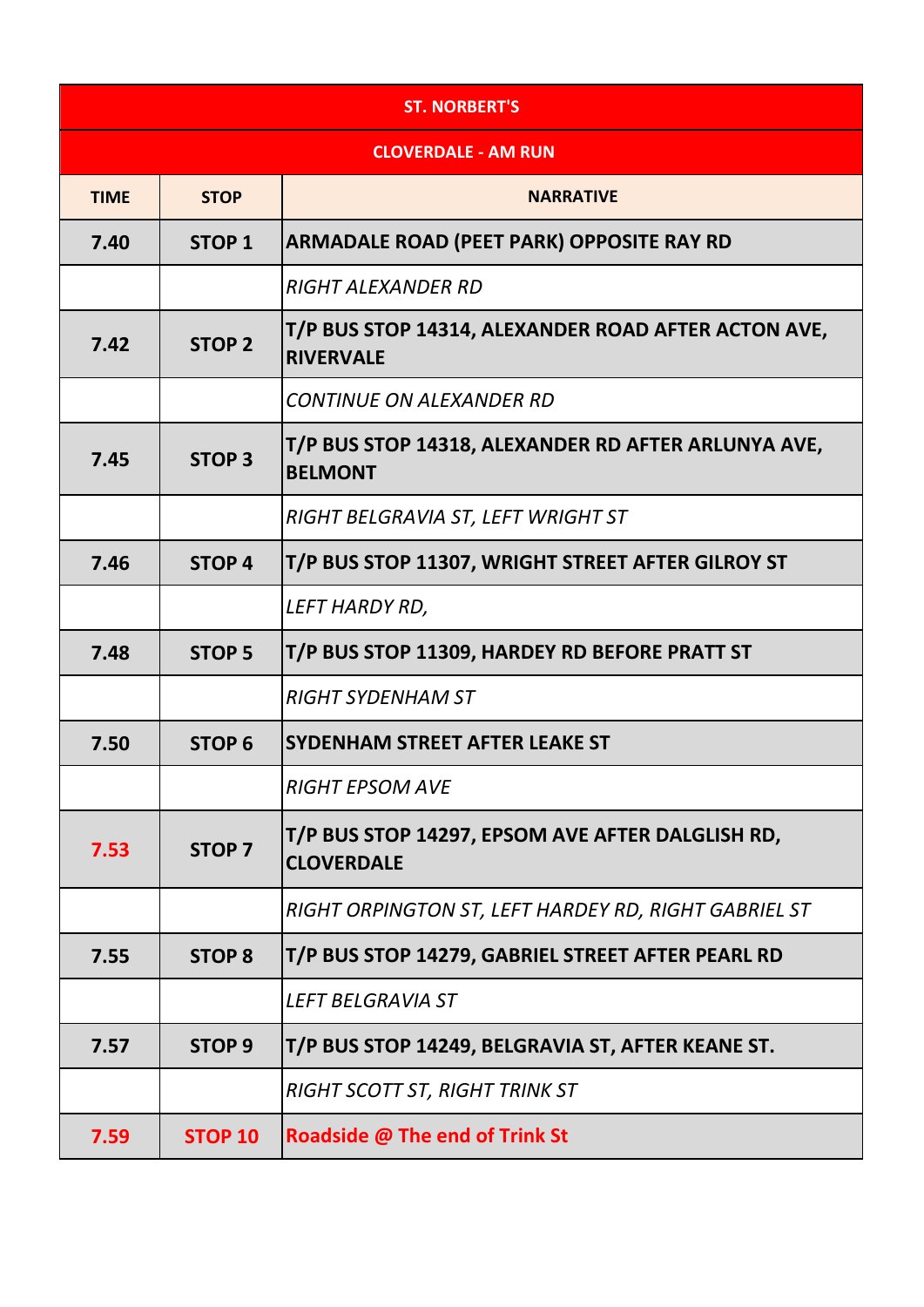| ST. NORBERT'S | | |
|---|---|---|
| **CLOVERDALE - AM RUN** | | |
| **TIME** | **STOP** | **NARRATIVE** |
| **7.40** | **STOP 1** | **ARMADALE ROAD (PEET PARK) OPPOSITE RAY RD** |
| | | *RIGHT ALEXANDER RD* |
| **7.42** | **STOP 2** | **T/P BUS STOP 14314, ALEXANDER ROAD AFTER ACTON AVE, RIVERVALE** |
| | | *CONTINUE ON ALEXANDER RD* |
| **7.45** | **STOP 3** | **T/P BUS STOP 14318, ALEXANDER RD AFTER ARLUNYA AVE, BELMONT** |
| | | *RIGHT BELGRAVIA ST, LEFT WRIGHT ST* |
| **7.46** | **STOP 4** | **T/P BUS STOP 11307, WRIGHT STREET AFTER GILROY ST** |
| | | *LEFT HARDY RD,* |
| **7.48** | **STOP 5** | **T/P BUS STOP 11309, HARDEY RD BEFORE PRATT ST** |
| | | *RIGHT SYDENHAM ST* |
| **7.50** | **STOP 6** | **SYDENHAM STREET AFTER LEAKE ST** |
| | | *RIGHT EPSOM AVE* |
| **7.53** | **STOP 7** | **T/P BUS STOP 14297, EPSOM AVE AFTER DALGLISH RD, CLOVERDALE** |
| | | *RIGHT ORPINGTON ST, LEFT HARDEY RD, RIGHT GABRIEL ST* |
| **7.55** | **STOP 8** | **T/P BUS STOP 14279, GABRIEL STREET AFTER PEARL RD** |
| | | *LEFT BELGRAVIA ST* |
| **7.57** | **STOP 9** | **T/P BUS STOP 14249, BELGRAVIA ST, AFTER KEANE ST.** |
| | | *RIGHT SCOTT ST, RIGHT TRINK ST* |
| **7.59** | **STOP 10** | **Roadside @ The end of Trink St** |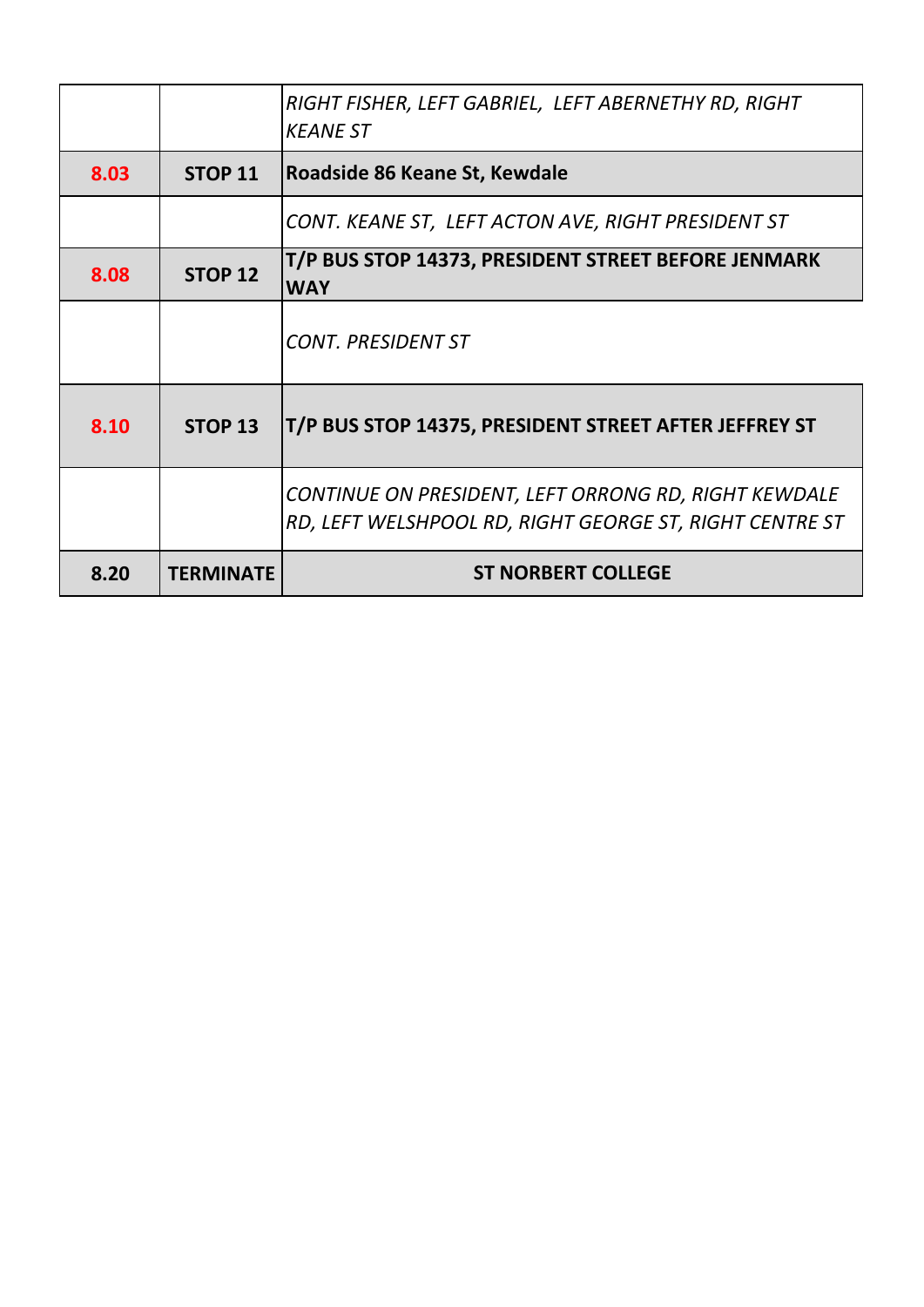| | | |
|---|---|---|
| | | *RIGHT FISHER, LEFT GABRIEL, LEFT ABERNETHY RD, RIGHT KEANE ST* |
| **8.03** | **STOP 11** | **Roadside 86 Keane St, Kewdale** |
| | | *CONT. KEANE ST, LEFT ACTON AVE, RIGHT PRESIDENT ST* |
| **8.08** | **STOP 12** | **T/P BUS STOP 14373, PRESIDENT STREET BEFORE JENMARK WAY** |
| | | *CONT. PRESIDENT ST* |
| **8.10** | **STOP 13** | **T/P BUS STOP 14375, PRESIDENT STREET AFTER JEFFREY ST** |
| | | *CONTINUE ON PRESIDENT, LEFT ORRONG RD, RIGHT KEWDALE RD, LEFT WELSHPOOL RD, RIGHT GEORGE ST, RIGHT CENTRE ST* |
| **8.20** | **TERMINATE** | **ST NORBERT COLLEGE** |